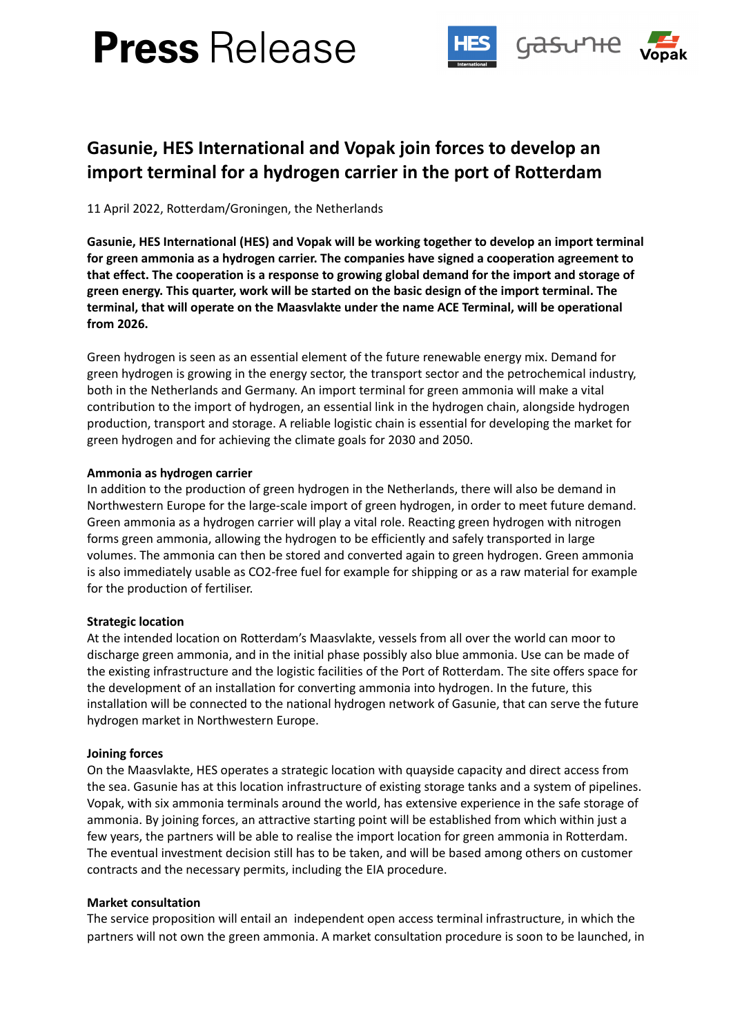# Press Release

## Gasunie, HES International and Vopak join forces to develop an import terminal for a hydrogen carrier in the port of Rotterdam

11 April 2022, Rotterdam/Groningen, the Netherlands

**Gasunie, HES International (HES) and Vopak will be working together to develop an import terminal for green ammonia as a hydrogen carrier. The companies have signed a cooperation agreement to that effect. The cooperation is a response to growing global demand for the import and storage of green energy. This quarter, work will be started on the basic design of the import terminal. The terminal, that will operate on the Maasvlakte under the name ACE Terminal, will be operational from 2026.**

Green hydrogen is seen as an essential element of the future renewable energy mix. Demand for green hydrogen is growing in the energy sector, the transport sector and the petrochemical industry, both in the Netherlands and Germany. An import terminal for green ammonia will make a vital contribution to the import of hydrogen, an essential link in the hydrogen chain, alongside hydrogen production, transport and storage. A reliable logistic chain is essential for developing the market for green hydrogen and for achieving the climate goals for 2030 and 2050.

**Ammonia as hydrogen carrier**

In addition to the production of green hydrogen in the Netherlands, there will also be demand in Northwestern Europe for the large-scale import of green hydrogen, in order to meet future demand. Green ammonia as a hydrogen carrier will play a vital role. Reacting green hydrogen with nitrogen forms green ammonia, allowing the hydrogen to be efficiently and safely transported in large volumes. The ammonia can then be stored and converted again to green hydrogen. Green ammonia is also immediately usable as CO2-free fuel for example for shipping or as a raw material for example for the production of fertiliser.

**Strategic location**

At the intended location on Rotterdam's Maasvlakte, vessels from all over the world can moor to discharge green ammonia, and in the initial phase possibly also blue ammonia. Use can be made of the existing infrastructure and the logistic facilities of the Port of Rotterdam. The site offers space for the development of an installation for converting ammonia into hydrogen. In the future, this installation will be connected to the national hydrogen network of Gasunie, that can serve the future hydrogen market in Northwestern Europe.

**Joining forces**

On the Maasvlakte, HES operates a strategic location with quayside capacity and direct access from the sea. Gasunie has at this location infrastructure of existing storage tanks and a system of pipelines. Vopak, with six ammonia terminals around the world, has extensive experience in the safe storage of ammonia. By joining forces, an attractive starting point will be established from which within just a few years, the partners will be able to realise the import location for green ammonia in Rotterdam. The eventual investment decision still has to be taken, and will be based among others on customer contracts and the necessary permits, including the EIA procedure.

**Market consultation**

The service proposition will entail an independent open access terminal infrastructure, in which the partners will not own the green ammonia. A market consultation procedure is soon to be launched, in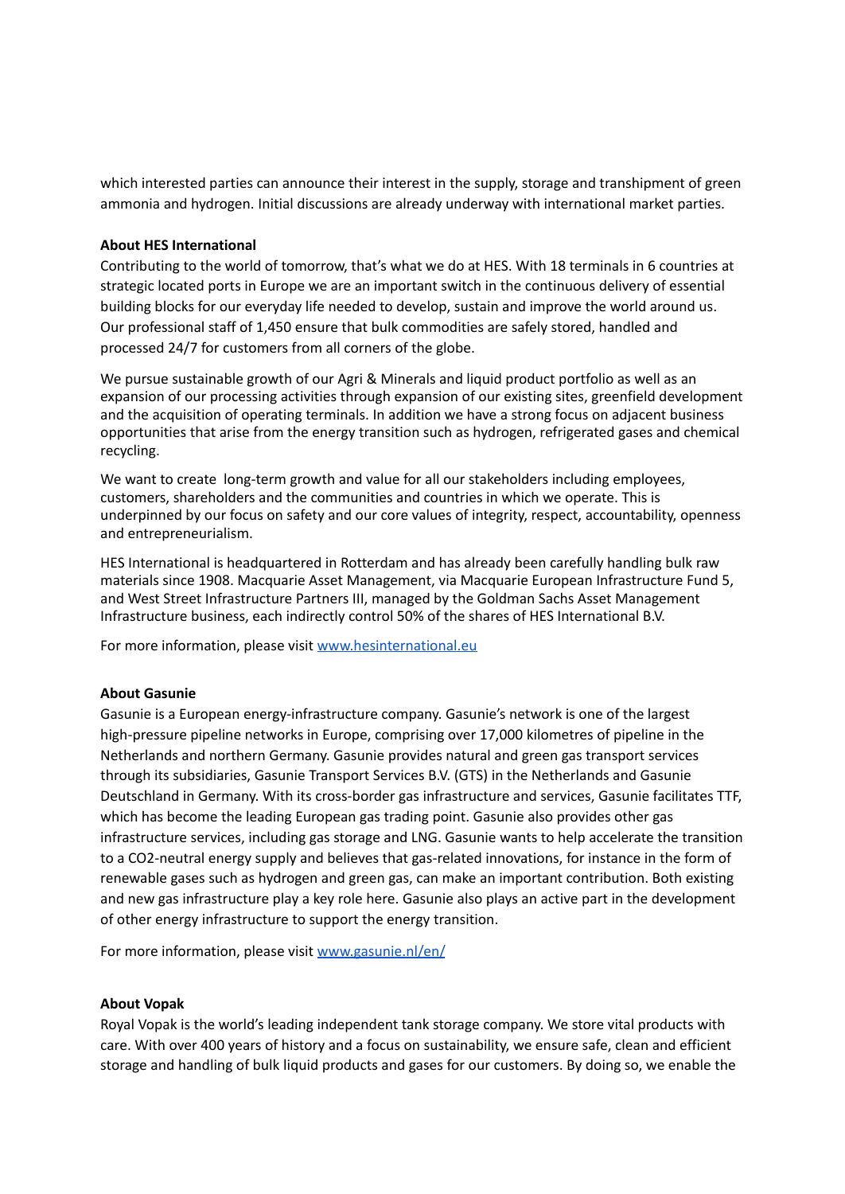which interested parties can announce their interest in the supply, storage and transhipment of green ammonia and hydrogen. Initial discussions are already underway with international market parties.

**About HES International**

Contributing to the world of tomorrow, that's what we do at HES. With 18 terminals in 6 countries at strategic located ports in Europe we are an important switch in the continuous delivery of essential building blocks for our everyday life needed to develop, sustain and improve the world around us. Our professional staff of 1,450 ensure that bulk commodities are safely stored, handled and processed 24/7 for customers from all corners of the globe.

We pursue sustainable growth of our Agri & Minerals and liquid product portfolio as well as an expansion of our processing activities through expansion of our existing sites, greenfield development and the acquisition of operating terminals. In addition we have a strong focus on adjacent business opportunities that arise from the energy transition such as hydrogen, refrigerated gases and chemical recycling.

We want to create long-term growth and value for all our stakeholders including employees, customers, shareholders and the communities and countries in which we operate. This is underpinned by our focus on safety and our core values of integrity, respect, accountability, openness and entrepreneurialism.

HES International is headquartered in Rotterdam and has already been carefully handling bulk raw materials since 1908. Macquarie Asset Management, via Macquarie European Infrastructure Fund 5, and West Street Infrastructure Partners III, managed by the Goldman Sachs Asset Management Infrastructure business, each indirectly control 50% of the shares of HES International B.V.

For more information, please visit [www.hesinternational.eu](http://www.hesinternational.eu)

**About Gasunie**

Gasunie is a European energy-infrastructure company. Gasunie's network is one of the largest high-pressure pipeline networks in Europe, comprising over 17,000 kilometres of pipeline in the Netherlands and northern Germany. Gasunie provides natural and green gas transport services through its subsidiaries, Gasunie Transport Services B.V. (GTS) in the Netherlands and Gasunie Deutschland in Germany. With its cross-border gas infrastructure and services, Gasunie facilitates TTF, which has become the leading European gas trading point. Gasunie also provides other gas infrastructure services, including gas storage and LNG. Gasunie wants to help accelerate the transition to a CO2-neutral energy supply and believes that gas-related innovations, for instance in the form of renewable gases such as hydrogen and green gas, can make an important contribution. Both existing and new gas infrastructure play a key role here. Gasunie also plays an active part in the development of other energy infrastructure to support the energy transition.

For more information, please visit [www.gasunie.nl/en/](http://www.gasunie.nl/en/)

**About Vopak**

Royal Vopak is the world's leading independent tank storage company. We store vital products with care. With over 400 years of history and a focus on sustainability, we ensure safe, clean and efficient storage and handling of bulk liquid products and gases for our customers. By doing so, we enable the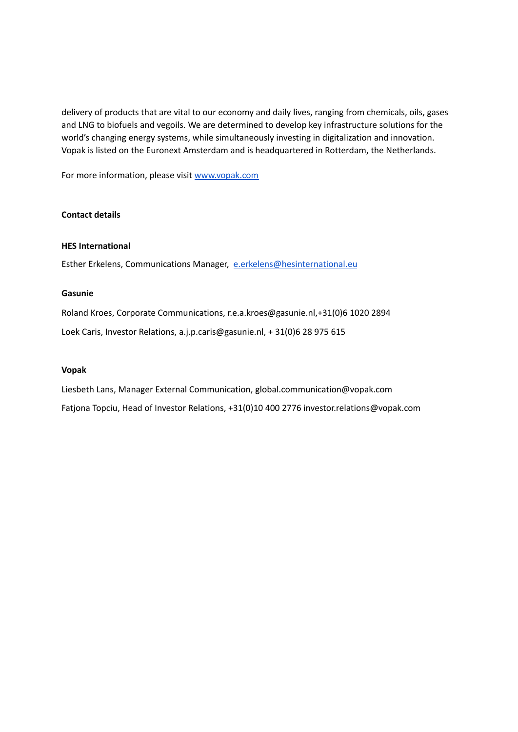delivery of products that are vital to our economy and daily lives, ranging from chemicals, oils, gases and LNG to biofuels and vegoils. We are determined to develop key infrastructure solutions for the world's changing energy systems, while simultaneously investing in digitalization and innovation. Vopak is listed on the Euronext Amsterdam and is headquartered in Rotterdam, the Netherlands.

For more information, please visit [www.vopak.com](http://www.vopak.com)

**Contact details**

**HES International**

Esther Erkelens, Communications Manager, [e.erkelens@hesinternational.eu](mailto:e.erkelens@hesinternational.eu)

**Gasunie**

Roland Kroes, Corporate Communications, r.e.a.kroes@gasunie.nl,+31(0)6 1020 2894

Loek Caris, Investor Relations, a.j.p.caris@gasunie.nl, + 31(0)6 28 975 615

**Vopak**

Liesbeth Lans, Manager External Communication, global.communication@vopak.com

Fatjona Topciu, Head of Investor Relations, +31(0)10 400 2776 investor.relations@vopak.com